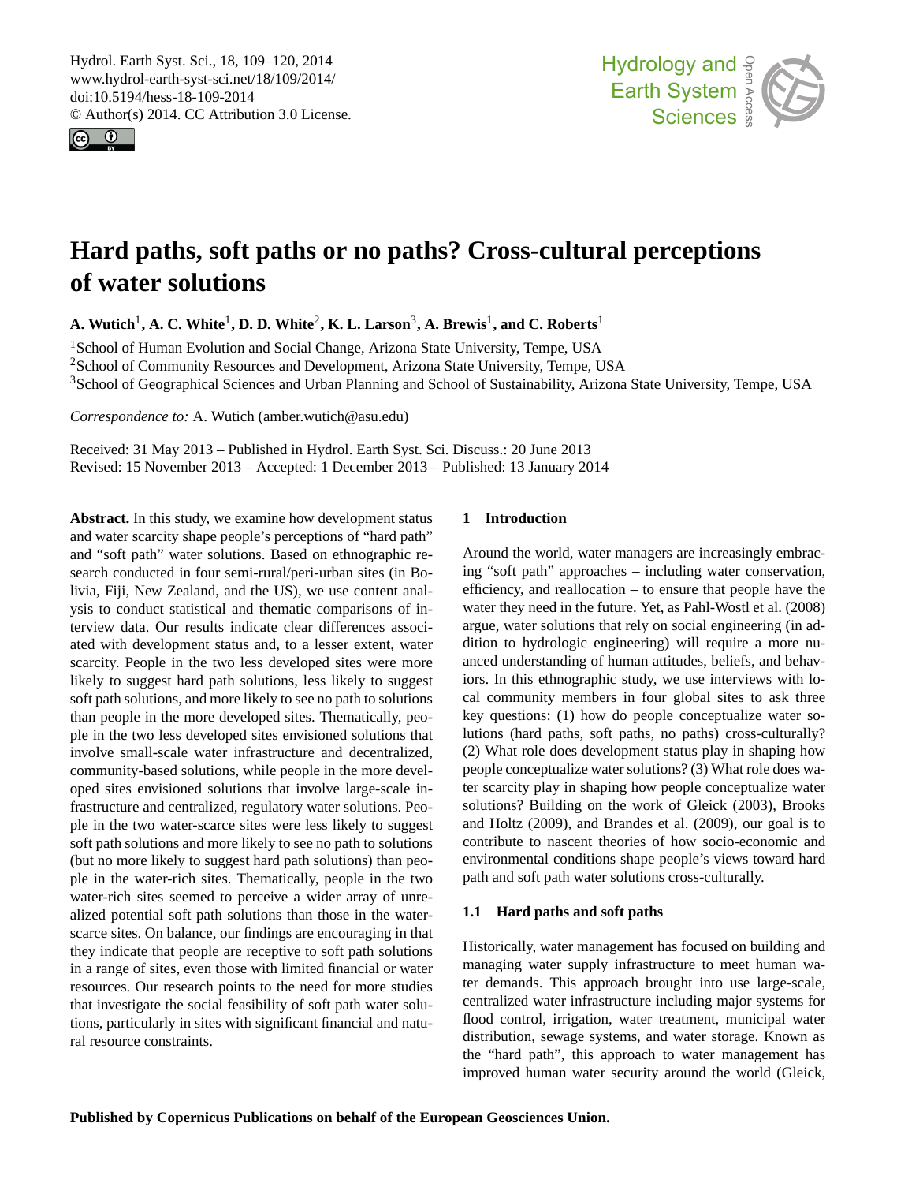# Hard paths, soft paths or no paths? Cross-cultural perceptions of water solutions

**A. Wutich[1], A. C. White[1], D. D. White[2], K. L. Larson[3], A. Brewis[1], and C. Roberts[1]**

[1]School of Human Evolution and Social Change, Arizona State University, Tempe, USA
[2]School of Community Resources and Development, Arizona State University, Tempe, USA
[3]School of Geographical Sciences and Urban Planning and School of Sustainability, Arizona State University, Tempe, USA

*Correspondence to:* A. Wutich (amber.wutich@asu.edu)

Received: 31 May 2013 – Published in Hydrol. Earth Syst. Sci. Discuss.: 20 June 2013
Revised: 15 November 2013 – Accepted: 1 December 2013 – Published: 13 January 2014

**Abstract.** In this study, we examine how development status and water scarcity shape people's perceptions of "hard path" and "soft path" water solutions. Based on ethnographic research conducted in four semi-rural/peri-urban sites (in Bolivia, Fiji, New Zealand, and the US), we use content analysis to conduct statistical and thematic comparisons of interview data. Our results indicate clear differences associated with development status and, to a lesser extent, water scarcity. People in the two less developed sites were more likely to suggest hard path solutions, less likely to suggest soft path solutions, and more likely to see no path to solutions than people in the more developed sites. Thematically, people in the two less developed sites envisioned solutions that involve small-scale water infrastructure and decentralized, community-based solutions, while people in the more developed sites envisioned solutions that involve large-scale infrastructure and centralized, regulatory water solutions. People in the two water-scarce sites were less likely to suggest soft path solutions and more likely to see no path to solutions (but no more likely to suggest hard path solutions) than people in the water-rich sites. Thematically, people in the two water-rich sites seemed to perceive a wider array of unrealized potential soft path solutions than those in the water-scarce sites. On balance, our findings are encouraging in that they indicate that people are receptive to soft path solutions in a range of sites, even those with limited financial or water resources. Our research points to the need for more studies that investigate the social feasibility of soft path water solutions, particularly in sites with significant financial and natural resource constraints.

## 1 Introduction

Around the world, water managers are increasingly embracing "soft path" approaches – including water conservation, efficiency, and reallocation – to ensure that people have the water they need in the future. Yet, as Pahl-Wostl et al. (2008) argue, water solutions that rely on social engineering (in addition to hydrologic engineering) will require a more nuanced understanding of human attitudes, beliefs, and behaviors. In this ethnographic study, we use interviews with local community members in four global sites to ask three key questions: (1) how do people conceptualize water solutions (hard paths, soft paths, no paths) cross-culturally? (2) What role does development status play in shaping how people conceptualize water solutions? (3) What role does water scarcity play in shaping how people conceptualize water solutions? Building on the work of Gleick (2003), Brooks and Holtz (2009), and Brandes et al. (2009), our goal is to contribute to nascent theories of how socio-economic and environmental conditions shape people's views toward hard path and soft path water solutions cross-culturally.

### 1.1 Hard paths and soft paths

Historically, water management has focused on building and managing water supply infrastructure to meet human water demands. This approach brought into use large-scale, centralized water infrastructure including major systems for flood control, irrigation, water treatment, municipal water distribution, sewage systems, and water storage. Known as the "hard path", this approach to water management has improved human water security around the world (Gleick,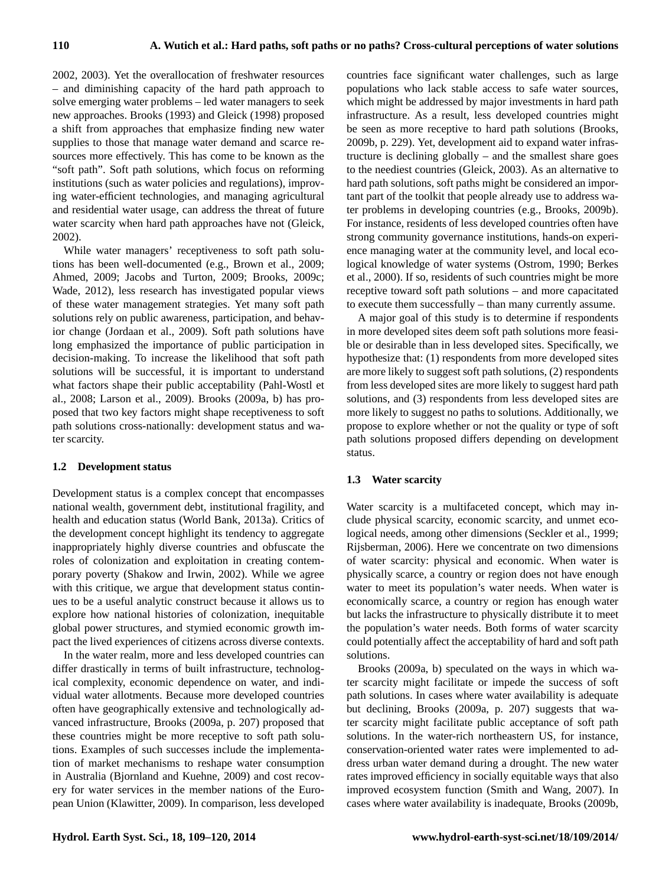2002, 2003). Yet the overallocation of freshwater resources – and diminishing capacity of the hard path approach to solve emerging water problems – led water managers to seek new approaches. Brooks (1993) and Gleick (1998) proposed a shift from approaches that emphasize finding new water supplies to those that manage water demand and scarce resources more effectively. This has come to be known as the "soft path". Soft path solutions, which focus on reforming institutions (such as water policies and regulations), improving water-efficient technologies, and managing agricultural and residential water usage, can address the threat of future water scarcity when hard path approaches have not (Gleick, 2002).

While water managers' receptiveness to soft path solutions has been well-documented (e.g., Brown et al., 2009; Ahmed, 2009; Jacobs and Turton, 2009; Brooks, 2009c; Wade, 2012), less research has investigated popular views of these water management strategies. Yet many soft path solutions rely on public awareness, participation, and behavior change (Jordaan et al., 2009). Soft path solutions have long emphasized the importance of public participation in decision-making. To increase the likelihood that soft path solutions will be successful, it is important to understand what factors shape their public acceptability (Pahl-Wostl et al., 2008; Larson et al., 2009). Brooks (2009a, b) has proposed that two key factors might shape receptiveness to soft path solutions cross-nationally: development status and water scarcity.

### 1.2 Development status

Development status is a complex concept that encompasses national wealth, government debt, institutional fragility, and health and education status (World Bank, 2013a). Critics of the development concept highlight its tendency to aggregate inappropriately highly diverse countries and obfuscate the roles of colonization and exploitation in creating contemporary poverty (Shakow and Irwin, 2002). While we agree with this critique, we argue that development status continues to be a useful analytic construct because it allows us to explore how national histories of colonization, inequitable global power structures, and stymied economic growth impact the lived experiences of citizens across diverse contexts.

In the water realm, more and less developed countries can differ drastically in terms of built infrastructure, technological complexity, economic dependence on water, and individual water allotments. Because more developed countries often have geographically extensive and technologically advanced infrastructure, Brooks (2009a, p. 207) proposed that these countries might be more receptive to soft path solutions. Examples of such successes include the implementation of market mechanisms to reshape water consumption in Australia (Bjornland and Kuehne, 2009) and cost recovery for water services in the member nations of the European Union (Klawitter, 2009). In comparison, less developed countries face significant water challenges, such as large populations who lack stable access to safe water sources, which might be addressed by major investments in hard path infrastructure. As a result, less developed countries might be seen as more receptive to hard path solutions (Brooks, 2009b, p. 229). Yet, development aid to expand water infrastructure is declining globally – and the smallest share goes to the neediest countries (Gleick, 2003). As an alternative to hard path solutions, soft paths might be considered an important part of the toolkit that people already use to address water problems in developing countries (e.g., Brooks, 2009b). For instance, residents of less developed countries often have strong community governance institutions, hands-on experience managing water at the community level, and local ecological knowledge of water systems (Ostrom, 1990; Berkes et al., 2000). If so, residents of such countries might be more receptive toward soft path solutions – and more capacitated to execute them successfully – than many currently assume.

A major goal of this study is to determine if respondents in more developed sites deem soft path solutions more feasible or desirable than in less developed sites. Specifically, we hypothesize that: (1) respondents from more developed sites are more likely to suggest soft path solutions, (2) respondents from less developed sites are more likely to suggest hard path solutions, and (3) respondents from less developed sites are more likely to suggest no paths to solutions. Additionally, we propose to explore whether or not the quality or type of soft path solutions proposed differs depending on development status.

### 1.3 Water scarcity

Water scarcity is a multifaceted concept, which may include physical scarcity, economic scarcity, and unmet ecological needs, among other dimensions (Seckler et al., 1999; Rijsberman, 2006). Here we concentrate on two dimensions of water scarcity: physical and economic. When water is physically scarce, a country or region does not have enough water to meet its population's water needs. When water is economically scarce, a country or region has enough water but lacks the infrastructure to physically distribute it to meet the population's water needs. Both forms of water scarcity could potentially affect the acceptability of hard and soft path solutions.

Brooks (2009a, b) speculated on the ways in which water scarcity might facilitate or impede the success of soft path solutions. In cases where water availability is adequate but declining, Brooks (2009a, p. 207) suggests that water scarcity might facilitate public acceptance of soft path solutions. In the water-rich northeastern US, for instance, conservation-oriented water rates were implemented to address urban water demand during a drought. The new water rates improved efficiency in socially equitable ways that also improved ecosystem function (Smith and Wang, 2007). In cases where water availability is inadequate, Brooks (2009b,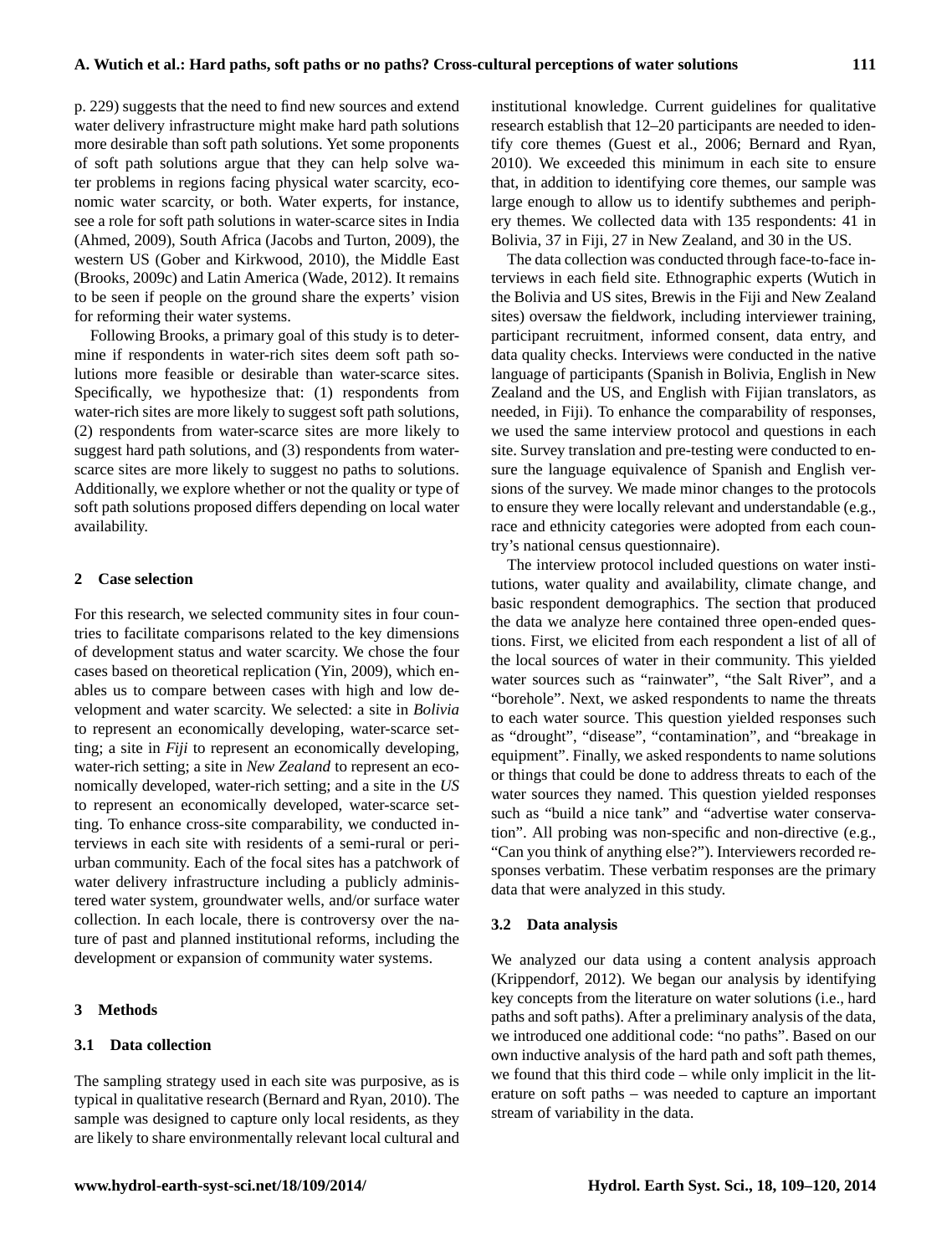p. 229) suggests that the need to find new sources and extend water delivery infrastructure might make hard path solutions more desirable than soft path solutions. Yet some proponents of soft path solutions argue that they can help solve water problems in regions facing physical water scarcity, economic water scarcity, or both. Water experts, for instance, see a role for soft path solutions in water-scarce sites in India (Ahmed, 2009), South Africa (Jacobs and Turton, 2009), the western US (Gober and Kirkwood, 2010), the Middle East (Brooks, 2009c) and Latin America (Wade, 2012). It remains to be seen if people on the ground share the experts' vision for reforming their water systems.

Following Brooks, a primary goal of this study is to determine if respondents in water-rich sites deem soft path solutions more feasible or desirable than water-scarce sites. Specifically, we hypothesize that: (1) respondents from water-rich sites are more likely to suggest soft path solutions, (2) respondents from water-scarce sites are more likely to suggest hard path solutions, and (3) respondents from water-scarce sites are more likely to suggest no paths to solutions. Additionally, we explore whether or not the quality or type of soft path solutions proposed differs depending on local water availability.

## 2 Case selection

For this research, we selected community sites in four countries to facilitate comparisons related to the key dimensions of development status and water scarcity. We chose the four cases based on theoretical replication (Yin, 2009), which enables us to compare between cases with high and low development and water scarcity. We selected: a site in *Bolivia* to represent an economically developing, water-scarce setting; a site in *Fiji* to represent an economically developing, water-rich setting; a site in *New Zealand* to represent an economically developed, water-rich setting; and a site in the *US* to represent an economically developed, water-scarce setting. To enhance cross-site comparability, we conducted interviews in each site with residents of a semi-rural or periurban community. Each of the focal sites has a patchwork of water delivery infrastructure including a publicly administered water system, groundwater wells, and/or surface water collection. In each locale, there is controversy over the nature of past and planned institutional reforms, including the development or expansion of community water systems.

## 3 Methods

### 3.1 Data collection

The sampling strategy used in each site was purposive, as is typical in qualitative research (Bernard and Ryan, 2010). The sample was designed to capture only local residents, as they are likely to share environmentally relevant local cultural and institutional knowledge. Current guidelines for qualitative research establish that 12–20 participants are needed to identify core themes (Guest et al., 2006; Bernard and Ryan, 2010). We exceeded this minimum in each site to ensure that, in addition to identifying core themes, our sample was large enough to allow us to identify subthemes and periphery themes. We collected data with 135 respondents: 41 in Bolivia, 37 in Fiji, 27 in New Zealand, and 30 in the US.

The data collection was conducted through face-to-face interviews in each field site. Ethnographic experts (Wutich in the Bolivia and US sites, Brewis in the Fiji and New Zealand sites) oversaw the fieldwork, including interviewer training, participant recruitment, informed consent, data entry, and data quality checks. Interviews were conducted in the native language of participants (Spanish in Bolivia, English in New Zealand and the US, and English with Fijian translators, as needed, in Fiji). To enhance the comparability of responses, we used the same interview protocol and questions in each site. Survey translation and pre-testing were conducted to ensure the language equivalence of Spanish and English versions of the survey. We made minor changes to the protocols to ensure they were locally relevant and understandable (e.g., race and ethnicity categories were adopted from each country's national census questionnaire).

The interview protocol included questions on water institutions, water quality and availability, climate change, and basic respondent demographics. The section that produced the data we analyze here contained three open-ended questions. First, we elicited from each respondent a list of all of the local sources of water in their community. This yielded water sources such as "rainwater", "the Salt River", and a "borehole". Next, we asked respondents to name the threats to each water source. This question yielded responses such as "drought", "disease", "contamination", and "breakage in equipment". Finally, we asked respondents to name solutions or things that could be done to address threats to each of the water sources they named. This question yielded responses such as "build a nice tank" and "advertise water conservation". All probing was non-specific and non-directive (e.g., "Can you think of anything else?"). Interviewers recorded responses verbatim. These verbatim responses are the primary data that were analyzed in this study.

### 3.2 Data analysis

We analyzed our data using a content analysis approach (Krippendorf, 2012). We began our analysis by identifying key concepts from the literature on water solutions (i.e., hard paths and soft paths). After a preliminary analysis of the data, we introduced one additional code: "no paths". Based on our own inductive analysis of the hard path and soft path themes, we found that this third code – while only implicit in the literature on soft paths – was needed to capture an important stream of variability in the data.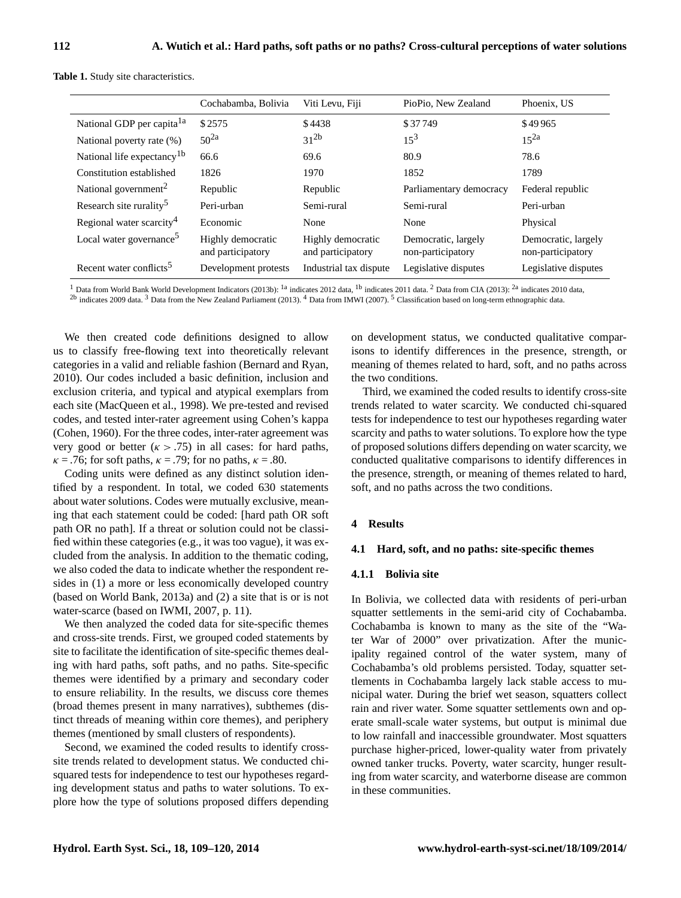**Table 1.** Study site characteristics.

| | Cochabamba, Bolivia | Viti Levu, Fiji | PioPio, New Zealand | Phoenix, US |
|---|---|---|---|---|
| National GDP per capita[1a] | $2575 | $4438 | $37 749 | $49 965 |
| National poverty rate (%) | 50[2a] | 31[2b] | 15[3] | 15[2a] |
| National life expectancy[1b] | 66.6 | 69.6 | 80.9 | 78.6 |
| Constitution established | 1826 | 1970 | 1852 | 1789 |
| National government[2] | Republic | Republic | Parliamentary democracy | Federal republic |
| Research site rurality[5] | Peri-urban | Semi-rural | Semi-rural | Peri-urban |
| Regional water scarcity[4] | Economic | None | None | Physical |
| Local water governance[5] | Highly democratic and participatory | Highly democratic and participatory | Democratic, largely non-participatory | Democratic, largely non-participatory |
| Recent water conflicts[5] | Development protests | Industrial tax dispute | Legislative disputes | Legislative disputes |

[1] Data from World Bank World Development Indicators (2013b): [1a] indicates 2012 data, [1b] indicates 2011 data. [2] Data from CIA (2013): [2a] indicates 2010 data, [2b] indicates 2009 data. [3] Data from the New Zealand Parliament (2013). [4] Data from IMWI (2007). [5] Classification based on long-term ethnographic data.

We then created code definitions designed to allow us to classify free-flowing text into theoretically relevant categories in a valid and reliable fashion (Bernard and Ryan, 2010). Our codes included a basic definition, inclusion and exclusion criteria, and typical and atypical exemplars from each site (MacQueen et al., 1998). We pre-tested and revised codes, and tested inter-rater agreement using Cohen's kappa (Cohen, 1960). For the three codes, inter-rater agreement was very good or better ($\kappa > .75$) in all cases: for hard paths, $\kappa = .76$; for soft paths, $\kappa = .79$; for no paths, $\kappa = .80$.

Coding units were defined as any distinct solution identified by a respondent. In total, we coded 630 statements about water solutions. Codes were mutually exclusive, meaning that each statement could be coded: [hard path OR soft path OR no path]. If a threat or solution could not be classified within these categories (e.g., it was too vague), it was excluded from the analysis. In addition to the thematic coding, we also coded the data to indicate whether the respondent resides in (1) a more or less economically developed country (based on World Bank, 2013a) and (2) a site that is or is not water-scarce (based on IWMI, 2007, p. 11).

We then analyzed the coded data for site-specific themes and cross-site trends. First, we grouped coded statements by site to facilitate the identification of site-specific themes dealing with hard paths, soft paths, and no paths. Site-specific themes were identified by a primary and secondary coder to ensure reliability. In the results, we discuss core themes (broad themes present in many narratives), subthemes (distinct threads of meaning within core themes), and periphery themes (mentioned by small clusters of respondents).

Second, we examined the coded results to identify cross-site trends related to development status. We conducted chi-squared tests for independence to test our hypotheses regarding development status and paths to water solutions. To explore how the type of solutions proposed differs depending on development status, we conducted qualitative comparisons to identify differences in the presence, strength, or meaning of themes related to hard, soft, and no paths across the two conditions.

Third, we examined the coded results to identify cross-site trends related to water scarcity. We conducted chi-squared tests for independence to test our hypotheses regarding water scarcity and paths to water solutions. To explore how the type of proposed solutions differs depending on water scarcity, we conducted qualitative comparisons to identify differences in the presence, strength, or meaning of themes related to hard, soft, and no paths across the two conditions.

## 4 Results

### 4.1 Hard, soft, and no paths: site-specific themes

#### 4.1.1 Bolivia site

In Bolivia, we collected data with residents of peri-urban squatter settlements in the semi-arid city of Cochabamba. Cochabamba is known to many as the site of the "Water War of 2000" over privatization. After the municipality regained control of the water system, many of Cochabamba's old problems persisted. Today, squatter settlements in Cochabamba largely lack stable access to municipal water. During the brief wet season, squatters collect rain and river water. Some squatter settlements own and operate small-scale water systems, but output is minimal due to low rainfall and inaccessible groundwater. Most squatters purchase higher-priced, lower-quality water from privately owned tanker trucks. Poverty, water scarcity, hunger resulting from water scarcity, and waterborne disease are common in these communities.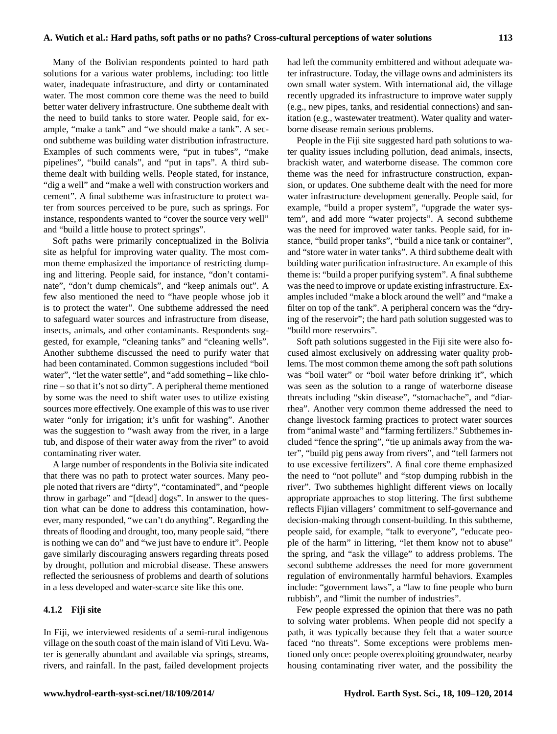Many of the Bolivian respondents pointed to hard path solutions for a various water problems, including: too little water, inadequate infrastructure, and dirty or contaminated water. The most common core theme was the need to build better water delivery infrastructure. One subtheme dealt with the need to build tanks to store water. People said, for example, "make a tank" and "we should make a tank". A second subtheme was building water distribution infrastructure. Examples of such comments were, "put in tubes", "make pipelines", "build canals", and "put in taps". A third subtheme dealt with building wells. People stated, for instance, "dig a well" and "make a well with construction workers and cement". A final subtheme was infrastructure to protect water from sources perceived to be pure, such as springs. For instance, respondents wanted to "cover the source very well" and "build a little house to protect springs".

Soft paths were primarily conceptualized in the Bolivia site as helpful for improving water quality. The most common theme emphasized the importance of restricting dumping and littering. People said, for instance, "don't contaminate", "don't dump chemicals", and "keep animals out". A few also mentioned the need to "have people whose job it is to protect the water". One subtheme addressed the need to safeguard water sources and infrastructure from disease, insects, animals, and other contaminants. Respondents suggested, for example, "cleaning tanks" and "cleaning wells". Another subtheme discussed the need to purify water that had been contaminated. Common suggestions included "boil water", "let the water settle", and "add something – like chlorine – so that it's not so dirty". A peripheral theme mentioned by some was the need to shift water uses to utilize existing sources more effectively. One example of this was to use river water "only for irrigation; it's unfit for washing". Another was the suggestion to "wash away from the river, in a large tub, and dispose of their water away from the river" to avoid contaminating river water.

A large number of respondents in the Bolivia site indicated that there was no path to protect water sources. Many people noted that rivers are "dirty", "contaminated", and "people throw in garbage" and "[dead] dogs". In answer to the question what can be done to address this contamination, however, many responded, "we can't do anything". Regarding the threats of flooding and drought, too, many people said, "there is nothing we can do" and "we just have to endure it". People gave similarly discouraging answers regarding threats posed by drought, pollution and microbial disease. These answers reflected the seriousness of problems and dearth of solutions in a less developed and water-scarce site like this one.

#### 4.1.2 Fiji site

In Fiji, we interviewed residents of a semi-rural indigenous village on the south coast of the main island of Viti Levu. Water is generally abundant and available via springs, streams, rivers, and rainfall. In the past, failed development projects had left the community embittered and without adequate water infrastructure. Today, the village owns and administers its own small water system. With international aid, the village recently upgraded its infrastructure to improve water supply (e.g., new pipes, tanks, and residential connections) and sanitation (e.g., wastewater treatment). Water quality and waterborne disease remain serious problems.

People in the Fiji site suggested hard path solutions to water quality issues including pollution, dead animals, insects, brackish water, and waterborne disease. The common core theme was the need for infrastructure construction, expansion, or updates. One subtheme dealt with the need for more water infrastructure development generally. People said, for example, "build a proper system", "upgrade the water system", and add more "water projects". A second subtheme was the need for improved water tanks. People said, for instance, "build proper tanks", "build a nice tank or container", and "store water in water tanks". A third subtheme dealt with building water purification infrastructure. An example of this theme is: "build a proper purifying system". A final subtheme was the need to improve or update existing infrastructure. Examples included "make a block around the well" and "make a filter on top of the tank". A peripheral concern was the "drying of the reservoir"; the hard path solution suggested was to "build more reservoirs".

Soft path solutions suggested in the Fiji site were also focused almost exclusively on addressing water quality problems. The most common theme among the soft path solutions was "boil water" or "boil water before drinking it", which was seen as the solution to a range of waterborne disease threats including "skin disease", "stomachache", and "diarrhea". Another very common theme addressed the need to change livestock farming practices to protect water sources from "animal waste" and "farming fertilizers." Subthemes included "fence the spring", "tie up animals away from the water", "build pig pens away from rivers", and "tell farmers not to use excessive fertilizers". A final core theme emphasized the need to "not pollute" and "stop dumping rubbish in the river". Two subthemes highlight different views on locally appropriate approaches to stop littering. The first subtheme reflects Fijian villagers' commitment to self-governance and decision-making through consent-building. In this subtheme, people said, for example, "talk to everyone", "educate people of the harm" in littering, "let them know not to abuse" the spring, and "ask the village" to address problems. The second subtheme addresses the need for more government regulation of environmentally harmful behaviors. Examples include: "government laws", a "law to fine people who burn rubbish", and "limit the number of industries".

Few people expressed the opinion that there was no path to solving water problems. When people did not specify a path, it was typically because they felt that a water source faced "no threats". Some exceptions were problems mentioned only once: people overexploiting groundwater, nearby housing contaminating river water, and the possibility the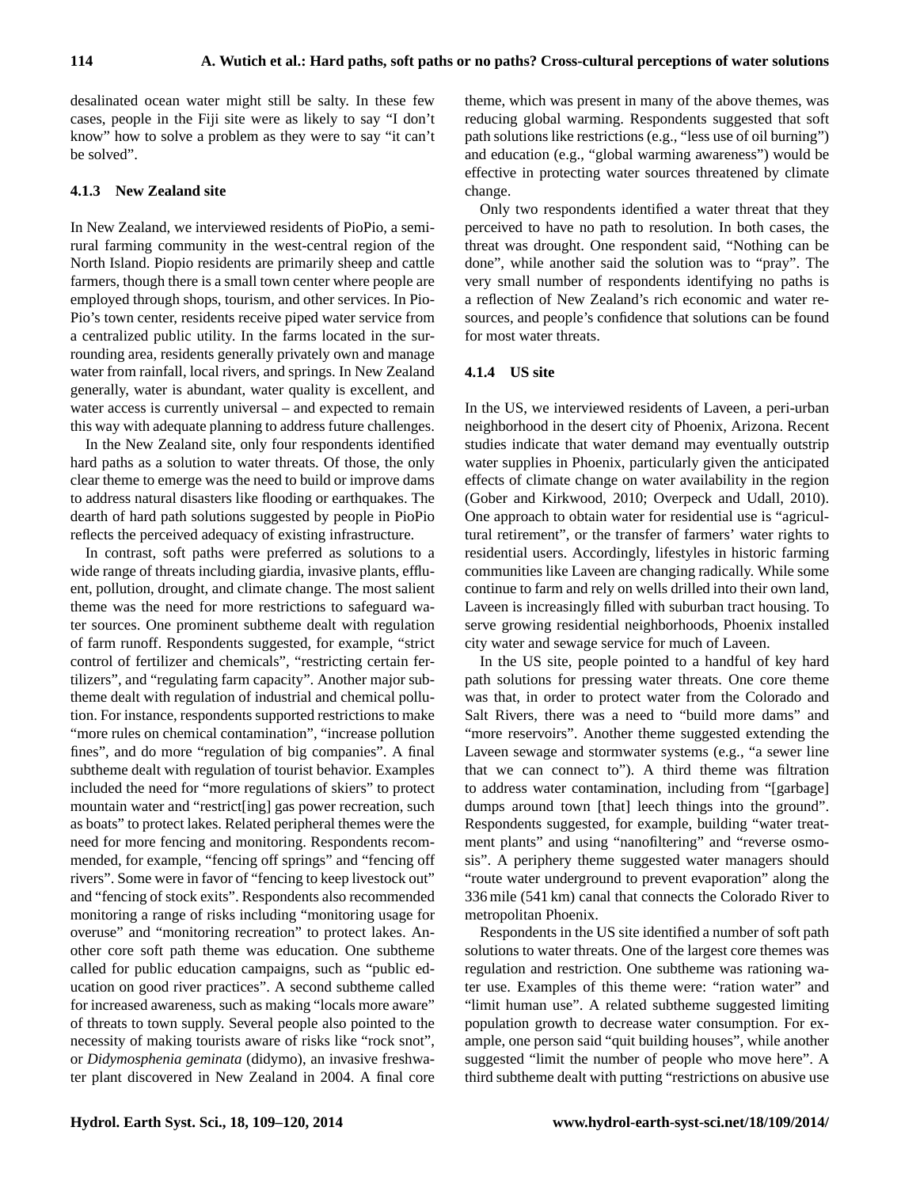desalinated ocean water might still be salty. In these few cases, people in the Fiji site were as likely to say "I don't know" how to solve a problem as they were to say "it can't be solved".

#### 4.1.3 New Zealand site

In New Zealand, we interviewed residents of PioPio, a semi-rural farming community in the west-central region of the North Island. Piopio residents are primarily sheep and cattle farmers, though there is a small town center where people are employed through shops, tourism, and other services. In Pio-Pio's town center, residents receive piped water service from a centralized public utility. In the farms located in the surrounding area, residents generally privately own and manage water from rainfall, local rivers, and springs. In New Zealand generally, water is abundant, water quality is excellent, and water access is currently universal – and expected to remain this way with adequate planning to address future challenges.

In the New Zealand site, only four respondents identified hard paths as a solution to water threats. Of those, the only clear theme to emerge was the need to build or improve dams to address natural disasters like flooding or earthquakes. The dearth of hard path solutions suggested by people in PioPio reflects the perceived adequacy of existing infrastructure.

In contrast, soft paths were preferred as solutions to a wide range of threats including giardia, invasive plants, effluent, pollution, drought, and climate change. The most salient theme was the need for more restrictions to safeguard water sources. One prominent subtheme dealt with regulation of farm runoff. Respondents suggested, for example, "strict control of fertilizer and chemicals", "restricting certain fertilizers", and "regulating farm capacity". Another major subtheme dealt with regulation of industrial and chemical pollution. For instance, respondents supported restrictions to make "more rules on chemical contamination", "increase pollution fines", and do more "regulation of big companies". A final subtheme dealt with regulation of tourist behavior. Examples included the need for "more regulations of skiers" to protect mountain water and "restrict[ing] gas power recreation, such as boats" to protect lakes. Related peripheral themes were the need for more fencing and monitoring. Respondents recommended, for example, "fencing off springs" and "fencing off rivers". Some were in favor of "fencing to keep livestock out" and "fencing of stock exits". Respondents also recommended monitoring a range of risks including "monitoring usage for overuse" and "monitoring recreation" to protect lakes. Another core soft path theme was education. One subtheme called for public education campaigns, such as "public education on good river practices". A second subtheme called for increased awareness, such as making "locals more aware" of threats to town supply. Several people also pointed to the necessity of making tourists aware of risks like "rock snot", or *Didymosphenia geminata* (didymo), an invasive freshwater plant discovered in New Zealand in 2004. A final core theme, which was present in many of the above themes, was reducing global warming. Respondents suggested that soft path solutions like restrictions (e.g., "less use of oil burning") and education (e.g., "global warming awareness") would be effective in protecting water sources threatened by climate change.

Only two respondents identified a water threat that they perceived to have no path to resolution. In both cases, the threat was drought. One respondent said, "Nothing can be done", while another said the solution was to "pray". The very small number of respondents identifying no paths is a reflection of New Zealand's rich economic and water resources, and people's confidence that solutions can be found for most water threats.

#### 4.1.4 US site

In the US, we interviewed residents of Laveen, a peri-urban neighborhood in the desert city of Phoenix, Arizona. Recent studies indicate that water demand may eventually outstrip water supplies in Phoenix, particularly given the anticipated effects of climate change on water availability in the region (Gober and Kirkwood, 2010; Overpeck and Udall, 2010). One approach to obtain water for residential use is "agricultural retirement", or the transfer of farmers' water rights to residential users. Accordingly, lifestyles in historic farming communities like Laveen are changing radically. While some continue to farm and rely on wells drilled into their own land, Laveen is increasingly filled with suburban tract housing. To serve growing residential neighborhoods, Phoenix installed city water and sewage service for much of Laveen.

In the US site, people pointed to a handful of key hard path solutions for pressing water threats. One core theme was that, in order to protect water from the Colorado and Salt Rivers, there was a need to "build more dams" and "more reservoirs". Another theme suggested extending the Laveen sewage and stormwater systems (e.g., "a sewer line that we can connect to"). A third theme was filtration to address water contamination, including from "[garbage] dumps around town [that] leech things into the ground". Respondents suggested, for example, building "water treatment plants" and using "nanofiltering" and "reverse osmosis". A periphery theme suggested water managers should "route water underground to prevent evaporation" along the 336 mile (541 km) canal that connects the Colorado River to metropolitan Phoenix.

Respondents in the US site identified a number of soft path solutions to water threats. One of the largest core themes was regulation and restriction. One subtheme was rationing water use. Examples of this theme were: "ration water" and "limit human use". A related subtheme suggested limiting population growth to decrease water consumption. For example, one person said "quit building houses", while another suggested "limit the number of people who move here". A third subtheme dealt with putting "restrictions on abusive use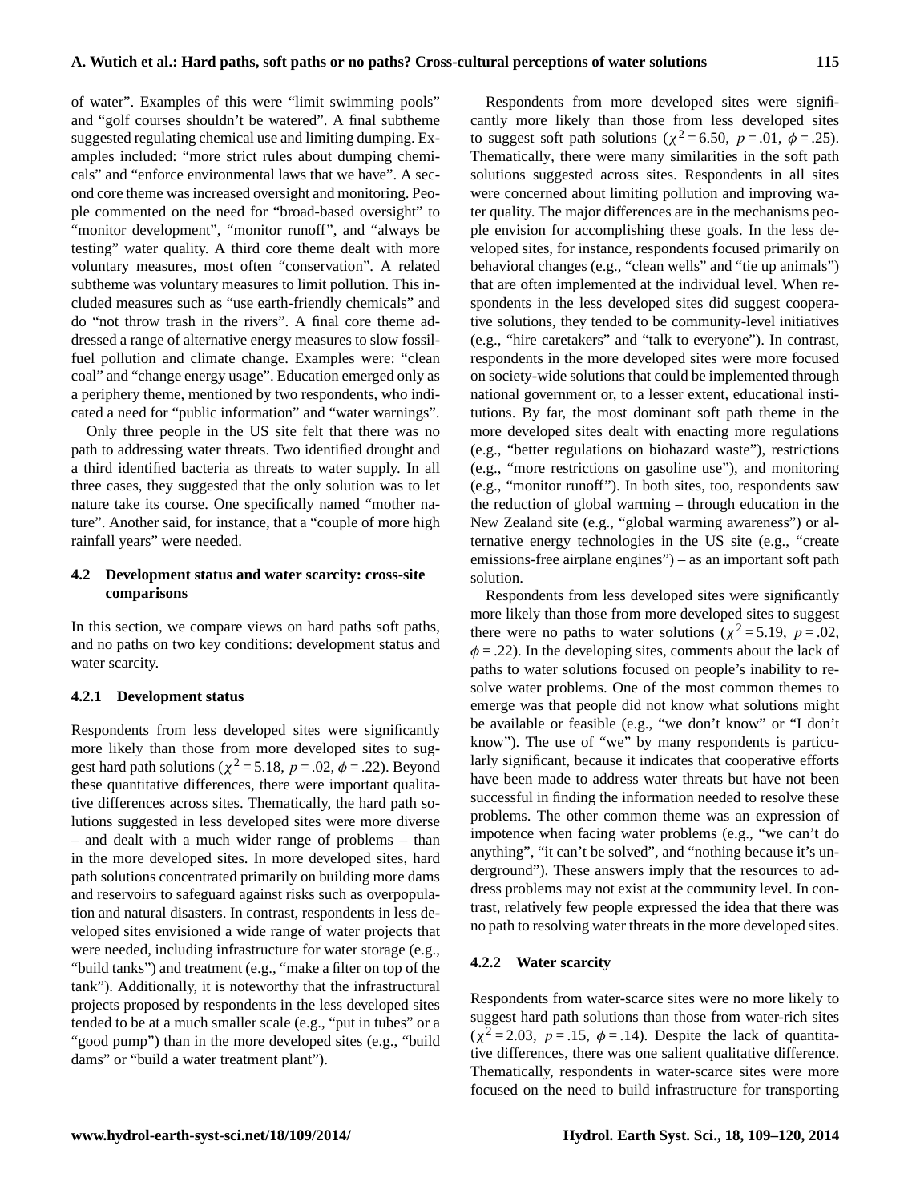of water". Examples of this were "limit swimming pools" and "golf courses shouldn't be watered". A final subtheme suggested regulating chemical use and limiting dumping. Examples included: "more strict rules about dumping chemicals" and "enforce environmental laws that we have". A second core theme was increased oversight and monitoring. People commented on the need for "broad-based oversight" to "monitor development", "monitor runoff", and "always be testing" water quality. A third core theme dealt with more voluntary measures, most often "conservation". A related subtheme was voluntary measures to limit pollution. This included measures such as "use earth-friendly chemicals" and do "not throw trash in the rivers". A final core theme addressed a range of alternative energy measures to slow fossil-fuel pollution and climate change. Examples were: "clean coal" and "change energy usage". Education emerged only as a periphery theme, mentioned by two respondents, who indicated a need for "public information" and "water warnings".

Only three people in the US site felt that there was no path to addressing water threats. Two identified drought and a third identified bacteria as threats to water supply. In all three cases, they suggested that the only solution was to let nature take its course. One specifically named "mother nature". Another said, for instance, that a "couple of more high rainfall years" were needed.

### 4.2 Development status and water scarcity: cross-site comparisons

In this section, we compare views on hard paths soft paths, and no paths on two key conditions: development status and water scarcity.

#### 4.2.1 Development status

Respondents from less developed sites were significantly more likely than those from more developed sites to suggest hard path solutions ($\chi^2 = 5.18$, $p = .02$, $\phi = .22$). Beyond these quantitative differences, there were important qualitative differences across sites. Thematically, the hard path solutions suggested in less developed sites were more diverse – and dealt with a much wider range of problems – than in the more developed sites. In more developed sites, hard path solutions concentrated primarily on building more dams and reservoirs to safeguard against risks such as overpopulation and natural disasters. In contrast, respondents in less developed sites envisioned a wide range of water projects that were needed, including infrastructure for water storage (e.g., "build tanks") and treatment (e.g., "make a filter on top of the tank"). Additionally, it is noteworthy that the infrastructural projects proposed by respondents in the less developed sites tended to be at a much smaller scale (e.g., "put in tubes" or a "good pump") than in the more developed sites (e.g., "build dams" or "build a water treatment plant").

Respondents from more developed sites were significantly more likely than those from less developed sites to suggest soft path solutions ($\chi^2 = 6.50$, $p = .01$, $\phi = .25$). Thematically, there were many similarities in the soft path solutions suggested across sites. Respondents in all sites were concerned about limiting pollution and improving water quality. The major differences are in the mechanisms people envision for accomplishing these goals. In the less developed sites, for instance, respondents focused primarily on behavioral changes (e.g., "clean wells" and "tie up animals") that are often implemented at the individual level. When respondents in the less developed sites did suggest cooperative solutions, they tended to be community-level initiatives (e.g., "hire caretakers" and "talk to everyone"). In contrast, respondents in the more developed sites were more focused on society-wide solutions that could be implemented through national government or, to a lesser extent, educational institutions. By far, the most dominant soft path theme in the more developed sites dealt with enacting more regulations (e.g., "better regulations on biohazard waste"), restrictions (e.g., "more restrictions on gasoline use"), and monitoring (e.g., "monitor runoff"). In both sites, too, respondents saw the reduction of global warming – through education in the New Zealand site (e.g., "global warming awareness") or alternative energy technologies in the US site (e.g., "create emissions-free airplane engines") – as an important soft path solution.

Respondents from less developed sites were significantly more likely than those from more developed sites to suggest there were no paths to water solutions ($\chi^2 = 5.19$, $p = .02$, $\phi = .22$). In the developing sites, comments about the lack of paths to water solutions focused on people's inability to resolve water problems. One of the most common themes to emerge was that people did not know what solutions might be available or feasible (e.g., "we don't know" or "I don't know"). The use of "we" by many respondents is particularly significant, because it indicates that cooperative efforts have been made to address water threats but have not been successful in finding the information needed to resolve these problems. The other common theme was an expression of impotence when facing water problems (e.g., "we can't do anything", "it can't be solved", and "nothing because it's underground"). These answers imply that the resources to address problems may not exist at the community level. In contrast, relatively few people expressed the idea that there was no path to resolving water threats in the more developed sites.

#### 4.2.2 Water scarcity

Respondents from water-scarce sites were no more likely to suggest hard path solutions than those from water-rich sites ($\chi^2 = 2.03$, $p = .15$, $\phi = .14$). Despite the lack of quantitative differences, there was one salient qualitative difference. Thematically, respondents in water-scarce sites were more focused on the need to build infrastructure for transporting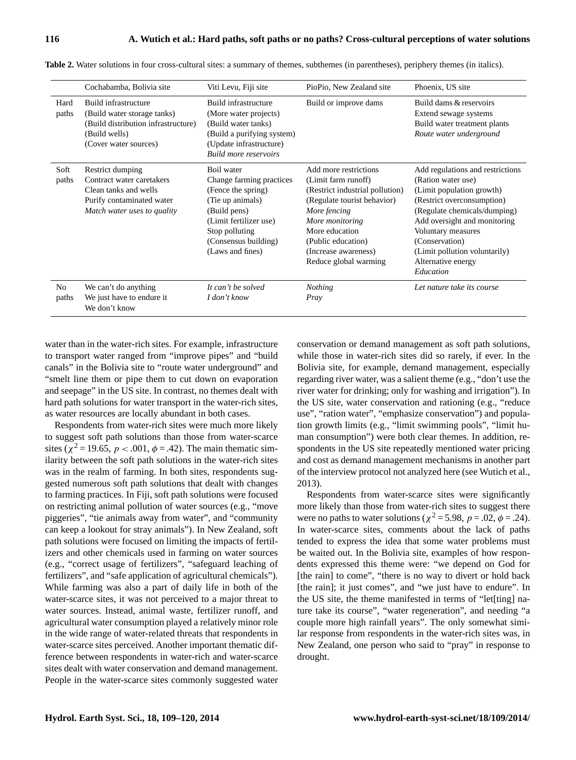**Table 2.** Water solutions in four cross-cultural sites: a summary of themes, subthemes (in parentheses), periphery themes (in italics).

| | Cochabamba, Bolivia site | Viti Levu, Fiji site | PioPio, New Zealand site | Phoenix, US site |
|---|---|---|---|---|
| Hard paths | Build infrastructure<br>(Build water storage tanks)<br>(Build distribution infrastructure)<br>(Build wells)<br>(Cover water sources) | Build infrastructure<br>(More water projects)<br>(Build water tanks)<br>(Build a purifying system)<br>(Update infrastructure)<br>*Build more reservoirs* | Build or improve dams | Build dams & reservoirs<br>Extend sewage systems<br>Build water treatment plants<br>*Route water underground* |
| Soft paths | Restrict dumping<br>Contract water caretakers<br>Clean tanks and wells<br>Purify contaminated water<br>*Match water uses to quality* | Boil water<br>Change farming practices<br>(Fence the spring)<br>(Tie up animals)<br>(Build pens)<br>(Limit fertilizer use)<br>Stop polluting<br>(Consensus building)<br>(Laws and fines) | Add more restrictions<br>(Limit farm runoff)<br>(Restrict industrial pollution)<br>(Regulate tourist behavior)<br>*More fencing*<br>*More monitoring*<br>More education<br>(Public education)<br>(Increase awareness)<br>Reduce global warming | Add regulations and restrictions<br>(Ration water use)<br>(Limit population growth)<br>(Restrict overconsumption)<br>(Regulate chemicals/dumping)<br>Add oversight and monitoring<br>Voluntary measures<br>(Conservation)<br>(Limit pollution voluntarily)<br>Alternative energy<br>*Education* |
| No paths | We can't do anything<br>We just have to endure it<br>We don't know | *It can't be solved*<br>*I don't know* | *Nothing*<br>*Pray* | *Let nature take its course* |

water than in the water-rich sites. For example, infrastructure to transport water ranged from "improve pipes" and "build canals" in the Bolivia site to "route water underground" and "smelt line them or pipe them to cut down on evaporation and seepage" in the US site. In contrast, no themes dealt with hard path solutions for water transport in the water-rich sites, as water resources are locally abundant in both cases.

Respondents from water-rich sites were much more likely to suggest soft path solutions than those from water-scarce sites ($\chi^2 = 19.65$, $p < .001$, $\phi = .42$). The main thematic similarity between the soft path solutions in the water-rich sites was in the realm of farming. In both sites, respondents suggested numerous soft path solutions that dealt with changes to farming practices. In Fiji, soft path solutions were focused on restricting animal pollution of water sources (e.g., "move piggeries", "tie animals away from water", and "community can keep a lookout for stray animals"). In New Zealand, soft path solutions were focused on limiting the impacts of fertilizers and other chemicals used in farming on water sources (e.g., "correct usage of fertilizers", "safeguard leaching of fertilizers", and "safe application of agricultural chemicals"). While farming was also a part of daily life in both of the water-scarce sites, it was not perceived to a major threat to water sources. Instead, animal waste, fertilizer runoff, and agricultural water consumption played a relatively minor role in the wide range of water-related threats that respondents in water-scarce sites perceived. Another important thematic difference between respondents in water-rich and water-scarce sites dealt with water conservation and demand management. People in the water-scarce sites commonly suggested water conservation or demand management as soft path solutions, while those in water-rich sites did so rarely, if ever. In the Bolivia site, for example, demand management, especially regarding river water, was a salient theme (e.g., "don't use the river water for drinking; only for washing and irrigation"). In the US site, water conservation and rationing (e.g., "reduce use", "ration water", "emphasize conservation") and population growth limits (e.g., "limit swimming pools", "limit human consumption") were both clear themes. In addition, respondents in the US site repeatedly mentioned water pricing and cost as demand management mechanisms in another part of the interview protocol not analyzed here (see Wutich et al., 2013).

Respondents from water-scarce sites were significantly more likely than those from water-rich sites to suggest there were no paths to water solutions ($\chi^2 = 5.98$, $p = .02$, $\phi = .24$). In water-scarce sites, comments about the lack of paths tended to express the idea that some water problems must be waited out. In the Bolivia site, examples of how respondents expressed this theme were: "we depend on God for [the rain] to come", "there is no way to divert or hold back [the rain]; it just comes", and "we just have to endure". In the US site, the theme manifested in terms of "let[ting] nature take its course", "water regeneration", and needing "a couple more high rainfall years". The only somewhat similar response from respondents in the water-rich sites was, in New Zealand, one person who said to "pray" in response to drought.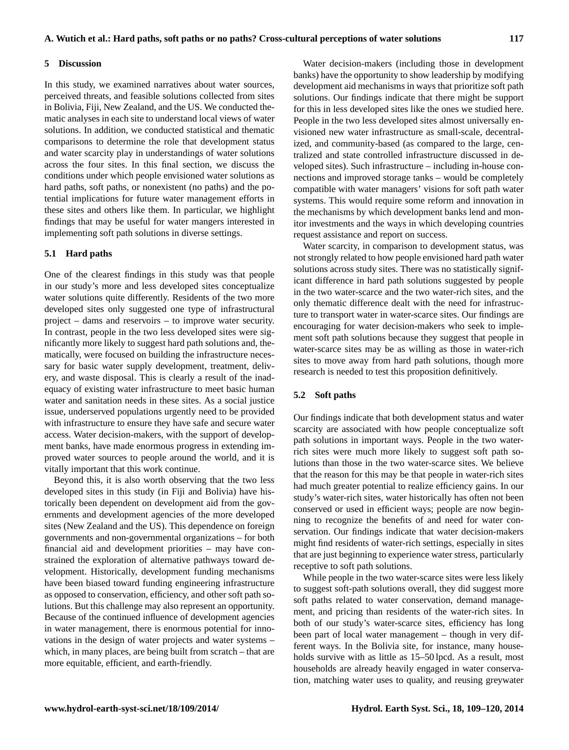## 5 Discussion

In this study, we examined narratives about water sources, perceived threats, and feasible solutions collected from sites in Bolivia, Fiji, New Zealand, and the US. We conducted thematic analyses in each site to understand local views of water solutions. In addition, we conducted statistical and thematic comparisons to determine the role that development status and water scarcity play in understandings of water solutions across the four sites. In this final section, we discuss the conditions under which people envisioned water solutions as hard paths, soft paths, or nonexistent (no paths) and the potential implications for future water management efforts in these sites and others like them. In particular, we highlight findings that may be useful for water mangers interested in implementing soft path solutions in diverse settings.

### 5.1 Hard paths

One of the clearest findings in this study was that people in our study's more and less developed sites conceptualize water solutions quite differently. Residents of the two more developed sites only suggested one type of infrastructural project – dams and reservoirs – to improve water security. In contrast, people in the two less developed sites were significantly more likely to suggest hard path solutions and, thematically, were focused on building the infrastructure necessary for basic water supply development, treatment, delivery, and waste disposal. This is clearly a result of the inadequacy of existing water infrastructure to meet basic human water and sanitation needs in these sites. As a social justice issue, underserved populations urgently need to be provided with infrastructure to ensure they have safe and secure water access. Water decision-makers, with the support of development banks, have made enormous progress in extending improved water sources to people around the world, and it is vitally important that this work continue.

Beyond this, it is also worth observing that the two less developed sites in this study (in Fiji and Bolivia) have historically been dependent on development aid from the governments and development agencies of the more developed sites (New Zealand and the US). This dependence on foreign governments and non-governmental organizations – for both financial aid and development priorities – may have constrained the exploration of alternative pathways toward development. Historically, development funding mechanisms have been biased toward funding engineering infrastructure as opposed to conservation, efficiency, and other soft path solutions. But this challenge may also represent an opportunity. Because of the continued influence of development agencies in water management, there is enormous potential for innovations in the design of water projects and water systems – which, in many places, are being built from scratch – that are more equitable, efficient, and earth-friendly.

Water decision-makers (including those in development banks) have the opportunity to show leadership by modifying development aid mechanisms in ways that prioritize soft path solutions. Our findings indicate that there might be support for this in less developed sites like the ones we studied here. People in the two less developed sites almost universally envisioned new water infrastructure as small-scale, decentralized, and community-based (as compared to the large, centralized and state controlled infrastructure discussed in developed sites). Such infrastructure – including in-house connections and improved storage tanks – would be completely compatible with water managers' visions for soft path water systems. This would require some reform and innovation in the mechanisms by which development banks lend and monitor investments and the ways in which developing countries request assistance and report on success.

Water scarcity, in comparison to development status, was not strongly related to how people envisioned hard path water solutions across study sites. There was no statistically significant difference in hard path solutions suggested by people in the two water-scarce and the two water-rich sites, and the only thematic difference dealt with the need for infrastructure to transport water in water-scarce sites. Our findings are encouraging for water decision-makers who seek to implement soft path solutions because they suggest that people in water-scarce sites may be as willing as those in water-rich sites to move away from hard path solutions, though more research is needed to test this proposition definitively.

### 5.2 Soft paths

Our findings indicate that both development status and water scarcity are associated with how people conceptualize soft path solutions in important ways. People in the two water-rich sites were much more likely to suggest soft path solutions than those in the two water-scarce sites. We believe that the reason for this may be that people in water-rich sites had much greater potential to realize efficiency gains. In our study's water-rich sites, water historically has often not been conserved or used in efficient ways; people are now beginning to recognize the benefits of and need for water conservation. Our findings indicate that water decision-makers might find residents of water-rich settings, especially in sites that are just beginning to experience water stress, particularly receptive to soft path solutions.

While people in the two water-scarce sites were less likely to suggest soft-path solutions overall, they did suggest more soft paths related to water conservation, demand management, and pricing than residents of the water-rich sites. In both of our study's water-scarce sites, efficiency has long been part of local water management – though in very different ways. In the Bolivia site, for instance, many households survive with as little as 15–50 lpcd. As a result, most households are already heavily engaged in water conservation, matching water uses to quality, and reusing greywater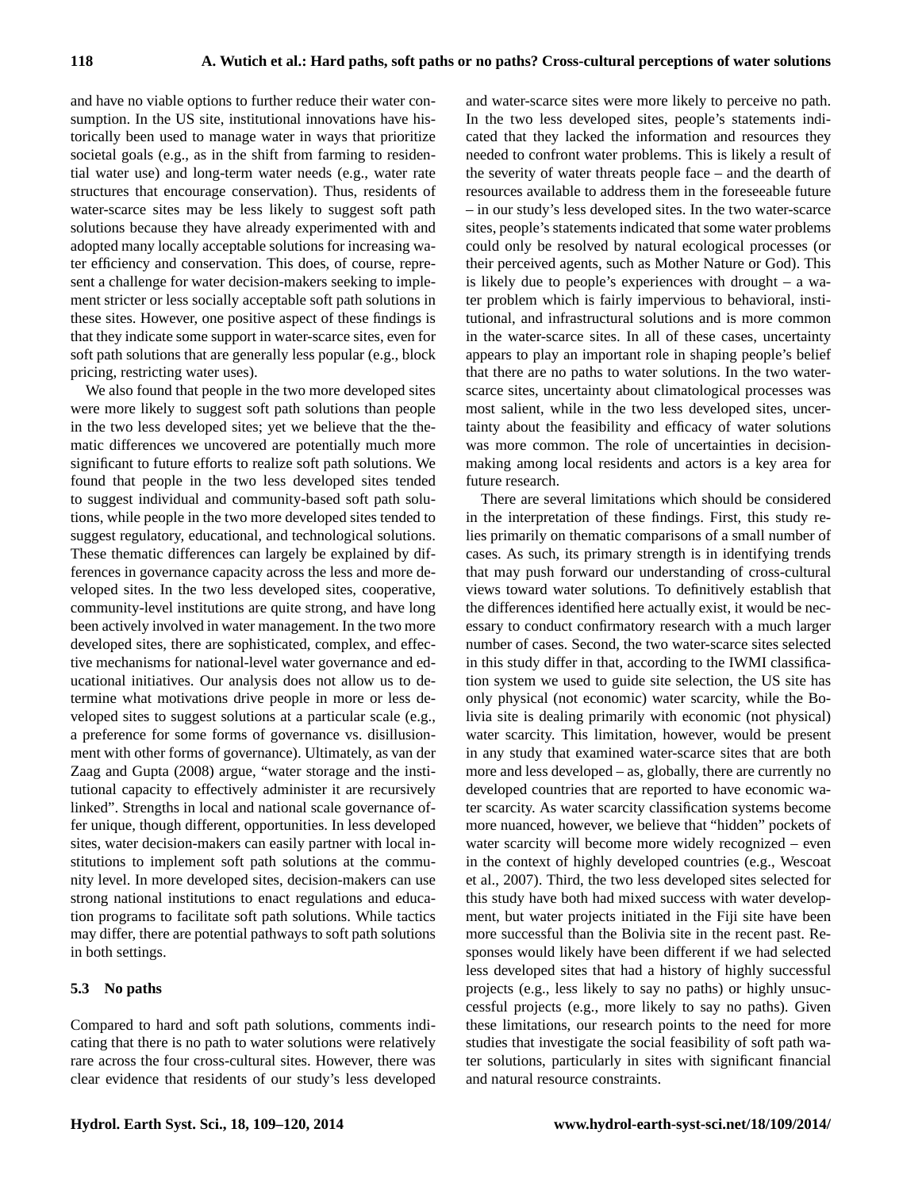and have no viable options to further reduce their water consumption. In the US site, institutional innovations have historically been used to manage water in ways that prioritize societal goals (e.g., as in the shift from farming to residential water use) and long-term water needs (e.g., water rate structures that encourage conservation). Thus, residents of water-scarce sites may be less likely to suggest soft path solutions because they have already experimented with and adopted many locally acceptable solutions for increasing water efficiency and conservation. This does, of course, represent a challenge for water decision-makers seeking to implement stricter or less socially acceptable soft path solutions in these sites. However, one positive aspect of these findings is that they indicate some support in water-scarce sites, even for soft path solutions that are generally less popular (e.g., block pricing, restricting water uses).

We also found that people in the two more developed sites were more likely to suggest soft path solutions than people in the two less developed sites; yet we believe that the thematic differences we uncovered are potentially much more significant to future efforts to realize soft path solutions. We found that people in the two less developed sites tended to suggest individual and community-based soft path solutions, while people in the two more developed sites tended to suggest regulatory, educational, and technological solutions. These thematic differences can largely be explained by differences in governance capacity across the less and more developed sites. In the two less developed sites, cooperative, community-level institutions are quite strong, and have long been actively involved in water management. In the two more developed sites, there are sophisticated, complex, and effective mechanisms for national-level water governance and educational initiatives. Our analysis does not allow us to determine what motivations drive people in more or less developed sites to suggest solutions at a particular scale (e.g., a preference for some forms of governance vs. disillusionment with other forms of governance). Ultimately, as van der Zaag and Gupta (2008) argue, "water storage and the institutional capacity to effectively administer it are recursively linked". Strengths in local and national scale governance offer unique, though different, opportunities. In less developed sites, water decision-makers can easily partner with local institutions to implement soft path solutions at the community level. In more developed sites, decision-makers can use strong national institutions to enact regulations and education programs to facilitate soft path solutions. While tactics may differ, there are potential pathways to soft path solutions in both settings.

### 5.3 No paths

Compared to hard and soft path solutions, comments indicating that there is no path to water solutions were relatively rare across the four cross-cultural sites. However, there was clear evidence that residents of our study's less developed and water-scarce sites were more likely to perceive no path. In the two less developed sites, people's statements indicated that they lacked the information and resources they needed to confront water problems. This is likely a result of the severity of water threats people face – and the dearth of resources available to address them in the foreseeable future – in our study's less developed sites. In the two water-scarce sites, people's statements indicated that some water problems could only be resolved by natural ecological processes (or their perceived agents, such as Mother Nature or God). This is likely due to people's experiences with drought – a water problem which is fairly impervious to behavioral, institutional, and infrastructural solutions and is more common in the water-scarce sites. In all of these cases, uncertainty appears to play an important role in shaping people's belief that there are no paths to water solutions. In the two water-scarce sites, uncertainty about climatological processes was most salient, while in the two less developed sites, uncertainty about the feasibility and efficacy of water solutions was more common. The role of uncertainties in decision-making among local residents and actors is a key area for future research.

There are several limitations which should be considered in the interpretation of these findings. First, this study relies primarily on thematic comparisons of a small number of cases. As such, its primary strength is in identifying trends that may push forward our understanding of cross-cultural views toward water solutions. To definitively establish that the differences identified here actually exist, it would be necessary to conduct confirmatory research with a much larger number of cases. Second, the two water-scarce sites selected in this study differ in that, according to the IWMI classification system we used to guide site selection, the US site has only physical (not economic) water scarcity, while the Bolivia site is dealing primarily with economic (not physical) water scarcity. This limitation, however, would be present in any study that examined water-scarce sites that are both more and less developed – as, globally, there are currently no developed countries that are reported to have economic water scarcity. As water scarcity classification systems become more nuanced, however, we believe that "hidden" pockets of water scarcity will become more widely recognized – even in the context of highly developed countries (e.g., Wescoat et al., 2007). Third, the two less developed sites selected for this study have both had mixed success with water development, but water projects initiated in the Fiji site have been more successful than the Bolivia site in the recent past. Responses would likely have been different if we had selected less developed sites that had a history of highly successful projects (e.g., less likely to say no paths) or highly unsuccessful projects (e.g., more likely to say no paths). Given these limitations, our research points to the need for more studies that investigate the social feasibility of soft path water solutions, particularly in sites with significant financial and natural resource constraints.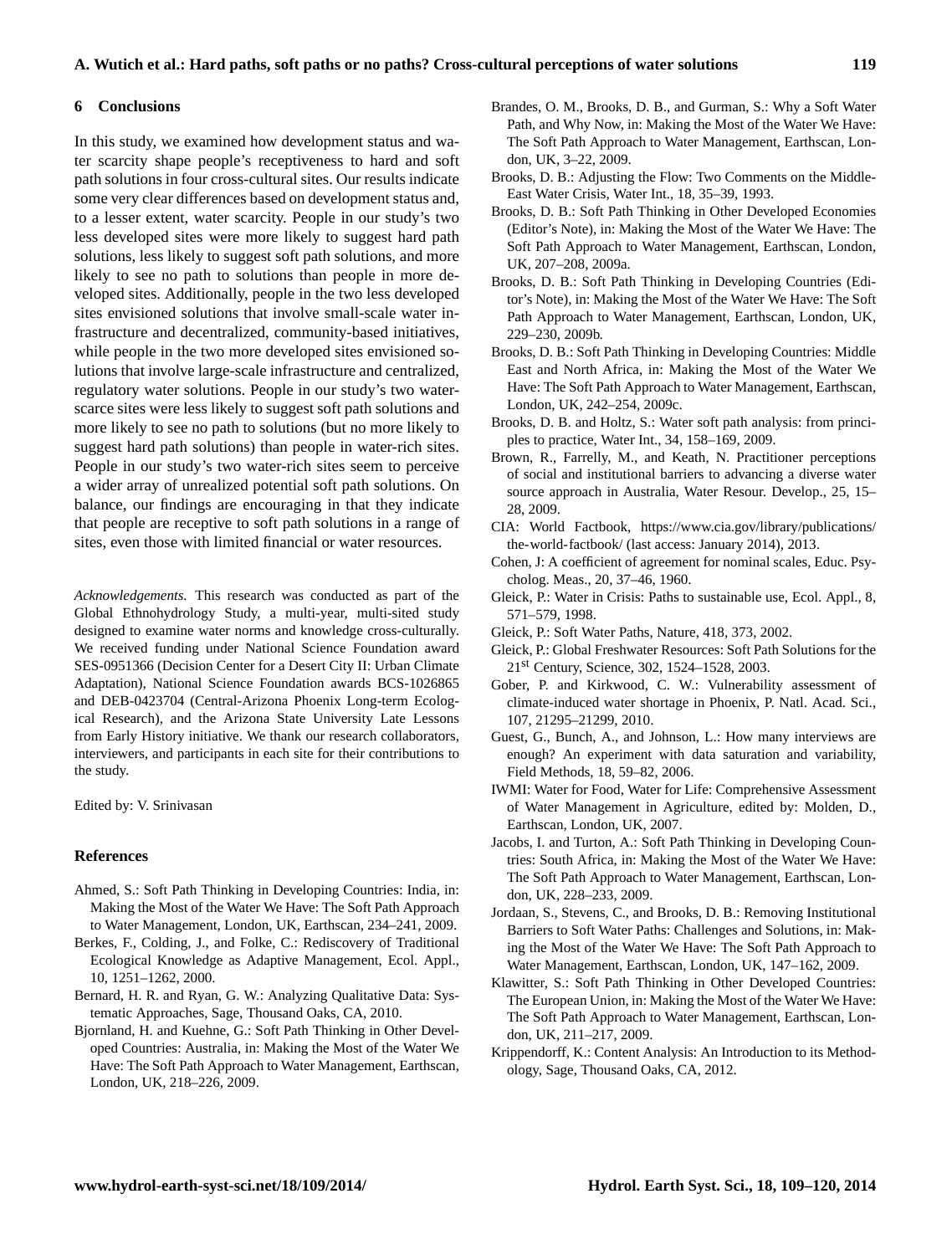## 6 Conclusions

In this study, we examined how development status and water scarcity shape people's receptiveness to hard and soft path solutions in four cross-cultural sites. Our results indicate some very clear differences based on development status and, to a lesser extent, water scarcity. People in our study's two less developed sites were more likely to suggest hard path solutions, less likely to suggest soft path solutions, and more likely to see no path to solutions than people in more developed sites. Additionally, people in the two less developed sites envisioned solutions that involve small-scale water infrastructure and decentralized, community-based initiatives, while people in the two more developed sites envisioned solutions that involve large-scale infrastructure and centralized, regulatory water solutions. People in our study's two water-scarce sites were less likely to suggest soft path solutions and more likely to see no path to solutions (but no more likely to suggest hard path solutions) than people in water-rich sites. People in our study's two water-rich sites seem to perceive a wider array of unrealized potential soft path solutions. On balance, our findings are encouraging in that they indicate that people are receptive to soft path solutions in a range of sites, even those with limited financial or water resources.

*Acknowledgements.* This research was conducted as part of the Global Ethnohydrology Study, a multi-year, multi-sited study designed to examine water norms and knowledge cross-culturally. We received funding under National Science Foundation award SES-0951366 (Decision Center for a Desert City II: Urban Climate Adaptation), National Science Foundation awards BCS-1026865 and DEB-0423704 (Central-Arizona Phoenix Long-term Ecological Research), and the Arizona State University Late Lessons from Early History initiative. We thank our research collaborators, interviewers, and participants in each site for their contributions to the study.

Edited by: V. Srinivasan

## References

Ahmed, S.: Soft Path Thinking in Developing Countries: India, in: Making the Most of the Water We Have: The Soft Path Approach to Water Management, London, UK, Earthscan, 234–241, 2009.

Berkes, F., Colding, J., and Folke, C.: Rediscovery of Traditional Ecological Knowledge as Adaptive Management, Ecol. Appl., 10, 1251–1262, 2000.

Bernard, H. R. and Ryan, G. W.: Analyzing Qualitative Data: Systematic Approaches, Sage, Thousand Oaks, CA, 2010.

Bjornland, H. and Kuehne, G.: Soft Path Thinking in Other Developed Countries: Australia, in: Making the Most of the Water We Have: The Soft Path Approach to Water Management, Earthscan, London, UK, 218–226, 2009.

Brandes, O. M., Brooks, D. B., and Gurman, S.: Why a Soft Water Path, and Why Now, in: Making the Most of the Water We Have: The Soft Path Approach to Water Management, Earthscan, London, UK, 3–22, 2009.

Brooks, D. B.: Adjusting the Flow: Two Comments on the Middle-East Water Crisis, Water Int., 18, 35–39, 1993.

Brooks, D. B.: Soft Path Thinking in Other Developed Economies (Editor's Note), in: Making the Most of the Water We Have: The Soft Path Approach to Water Management, Earthscan, London, UK, 207–208, 2009a.

Brooks, D. B.: Soft Path Thinking in Developing Countries (Editor's Note), in: Making the Most of the Water We Have: The Soft Path Approach to Water Management, Earthscan, London, UK, 229–230, 2009b.

Brooks, D. B.: Soft Path Thinking in Developing Countries: Middle East and North Africa, in: Making the Most of the Water We Have: The Soft Path Approach to Water Management, Earthscan, London, UK, 242–254, 2009c.

Brooks, D. B. and Holtz, S.: Water soft path analysis: from principles to practice, Water Int., 34, 158–169, 2009.

Brown, R., Farrelly, M., and Keath, N. Practitioner perceptions of social and institutional barriers to advancing a diverse water source approach in Australia, Water Resour. Develop., 25, 15–28, 2009.

CIA: World Factbook, https://www.cia.gov/library/publications/the-world-factbook/ (last access: January 2014), 2013.

Cohen, J: A coefficient of agreement for nominal scales, Educ. Psycholog. Meas., 20, 37–46, 1960.

Gleick, P.: Water in Crisis: Paths to sustainable use, Ecol. Appl., 8, 571–579, 1998.

Gleick, P.: Soft Water Paths, Nature, 418, 373, 2002.

Gleick, P.: Global Freshwater Resources: Soft Path Solutions for the 21st Century, Science, 302, 1524–1528, 2003.

Gober, P. and Kirkwood, C. W.: Vulnerability assessment of climate-induced water shortage in Phoenix, P. Natl. Acad. Sci., 107, 21295–21299, 2010.

Guest, G., Bunch, A., and Johnson, L.: How many interviews are enough? An experiment with data saturation and variability, Field Methods, 18, 59–82, 2006.

IWMI: Water for Food, Water for Life: Comprehensive Assessment of Water Management in Agriculture, edited by: Molden, D., Earthscan, London, UK, 2007.

Jacobs, I. and Turton, A.: Soft Path Thinking in Developing Countries: South Africa, in: Making the Most of the Water We Have: The Soft Path Approach to Water Management, Earthscan, London, UK, 228–233, 2009.

Jordaan, S., Stevens, C., and Brooks, D. B.: Removing Institutional Barriers to Soft Water Paths: Challenges and Solutions, in: Making the Most of the Water We Have: The Soft Path Approach to Water Management, Earthscan, London, UK, 147–162, 2009.

Klawitter, S.: Soft Path Thinking in Other Developed Countries: The European Union, in: Making the Most of the Water We Have: The Soft Path Approach to Water Management, Earthscan, London, UK, 211–217, 2009.

Krippendorff, K.: Content Analysis: An Introduction to its Methodology, Sage, Thousand Oaks, CA, 2012.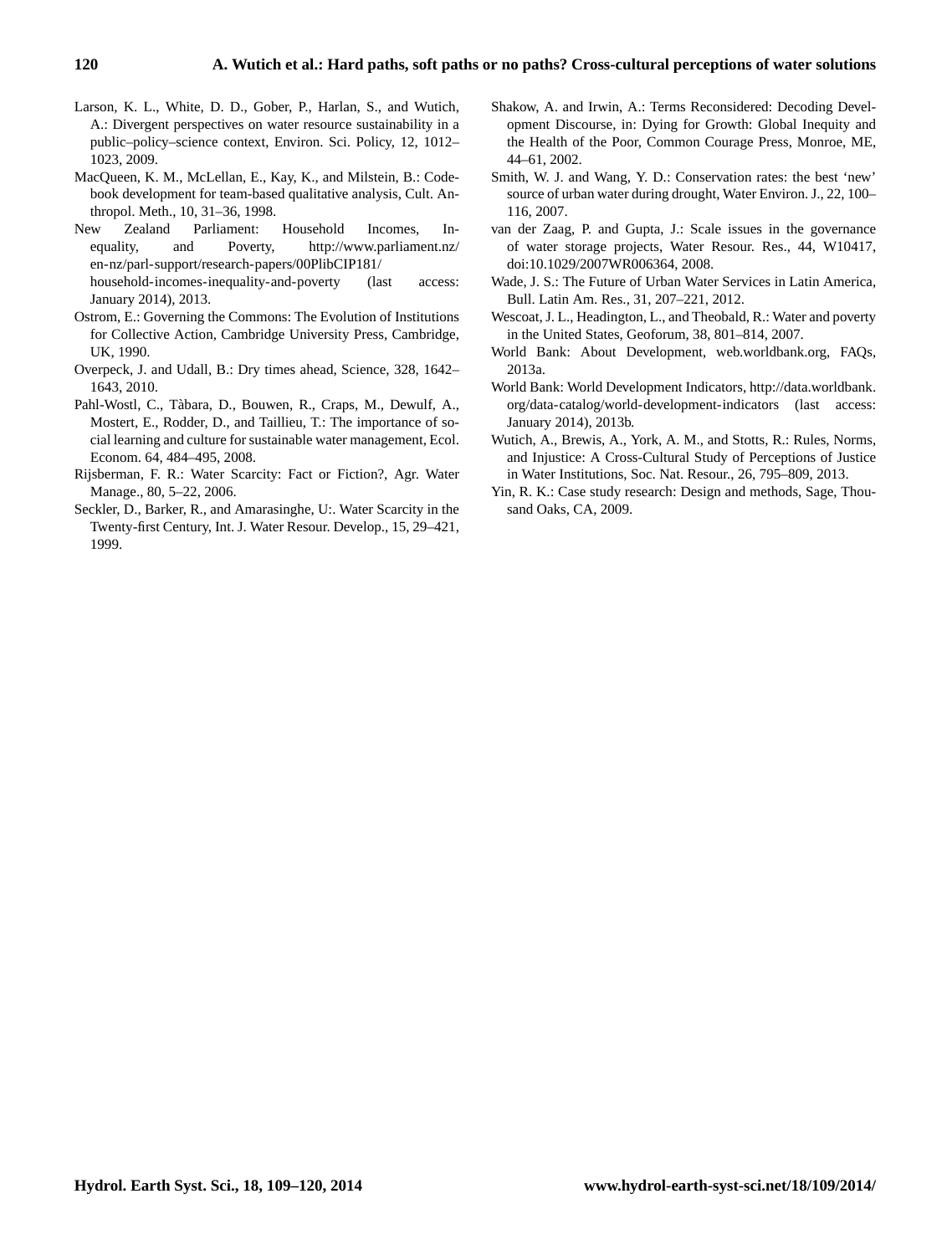Larson, K. L., White, D. D., Gober, P., Harlan, S., and Wutich, A.: Divergent perspectives on water resource sustainability in a public–policy–science context, Environ. Sci. Policy, 12, 1012–1023, 2009.

MacQueen, K. M., McLellan, E., Kay, K., and Milstein, B.: Codebook development for team-based qualitative analysis, Cult. Anthropol. Meth., 10, 31–36, 1998.

New Zealand Parliament: Household Incomes, Inequality, and Poverty, http://www.parliament.nz/en-nz/parl-support/research-papers/00PlibCIP181/household-incomes-inequality-and-poverty (last access: January 2014), 2013.

Ostrom, E.: Governing the Commons: The Evolution of Institutions for Collective Action, Cambridge University Press, Cambridge, UK, 1990.

Overpeck, J. and Udall, B.: Dry times ahead, Science, 328, 1642–1643, 2010.

Pahl-Wostl, C., Tàbara, D., Bouwen, R., Craps, M., Dewulf, A., Mostert, E., Rodder, D., and Taillieu, T.: The importance of social learning and culture for sustainable water management, Ecol. Econom. 64, 484–495, 2008.

Rijsberman, F. R.: Water Scarcity: Fact or Fiction?, Agr. Water Manage., 80, 5–22, 2006.

Seckler, D., Barker, R., and Amarasinghe, U:. Water Scarcity in the Twenty-first Century, Int. J. Water Resour. Develop., 15, 29–421, 1999.

Shakow, A. and Irwin, A.: Terms Reconsidered: Decoding Development Discourse, in: Dying for Growth: Global Inequity and the Health of the Poor, Common Courage Press, Monroe, ME, 44–61, 2002.

Smith, W. J. and Wang, Y. D.: Conservation rates: the best 'new' source of urban water during drought, Water Environ. J., 22, 100–116, 2007.

van der Zaag, P. and Gupta, J.: Scale issues in the governance of water storage projects, Water Resour. Res., 44, W10417, doi:10.1029/2007WR006364, 2008.

Wade, J. S.: The Future of Urban Water Services in Latin America, Bull. Latin Am. Res., 31, 207–221, 2012.

Wescoat, J. L., Headington, L., and Theobald, R.: Water and poverty in the United States, Geoforum, 38, 801–814, 2007.

World Bank: About Development, web.worldbank.org, FAQs, 2013a.

World Bank: World Development Indicators, http://data.worldbank.org/data-catalog/world-development-indicators (last access: January 2014), 2013b.

Wutich, A., Brewis, A., York, A. M., and Stotts, R.: Rules, Norms, and Injustice: A Cross-Cultural Study of Perceptions of Justice in Water Institutions, Soc. Nat. Resour., 26, 795–809, 2013.

Yin, R. K.: Case study research: Design and methods, Sage, Thousand Oaks, CA, 2009.